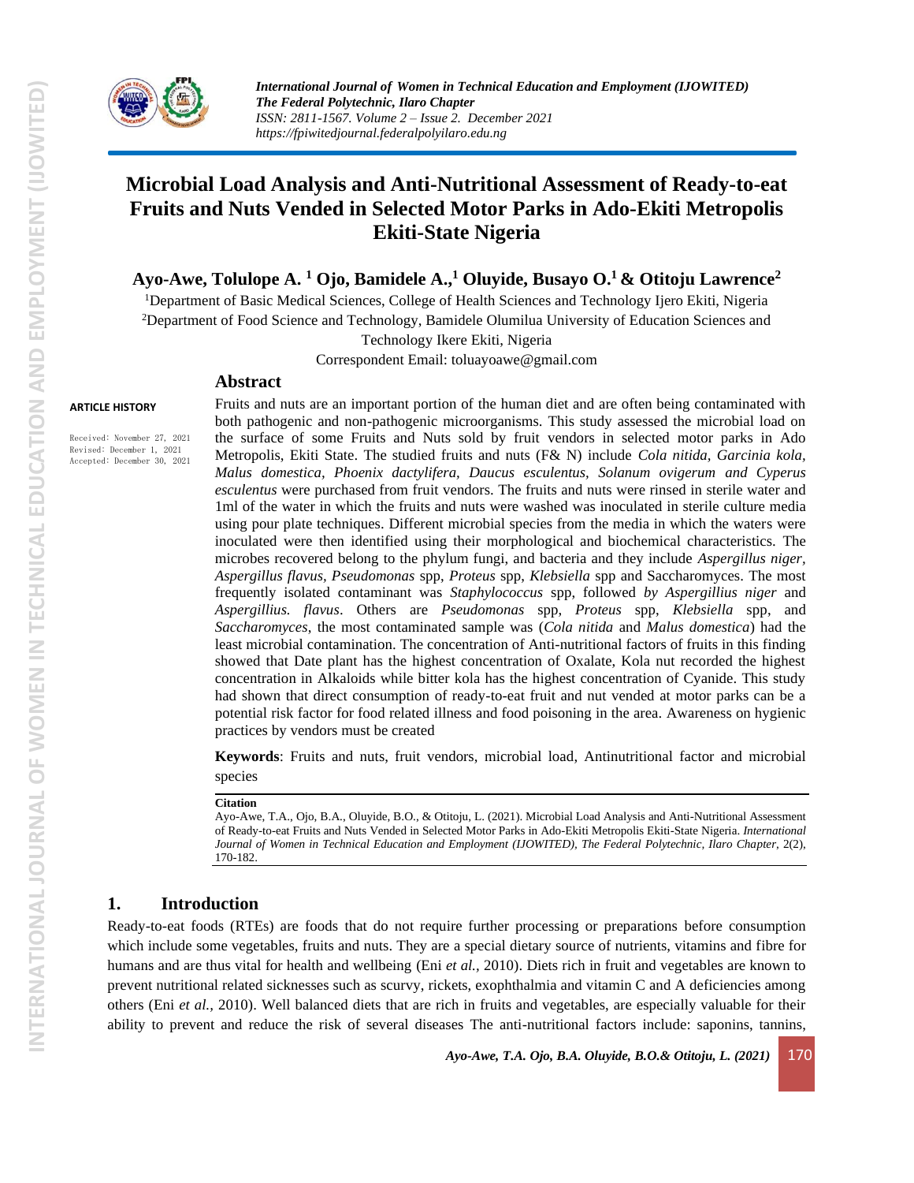# Microbial Load Analysis and Anti-Nutritional Assessment of Ready-to-eat Fruits and Nuts Vended in Selected Motor Parks in Ado-Ekiti Metropolis Ekiti-State Nigeria

**Ayo-Awe, Tolulope A. [1] Ojo, Bamidele A.,[1] Oluyide, Busayo O.[1] & Otitoju Lawrence[2]**

[1]Department of Basic Medical Sciences, College of Health Sciences and Technology Ijero Ekiti, Nigeria

[2]Department of Food Science and Technology, Bamidele Olumilua University of Education Sciences and Technology Ikere Ekiti, Nigeria

Correspondent Email: toluayoawe@gmail.com

**ARTICLE HISTORY**

Received: November 27, 2021
Revised: December 1, 2021
Accepted: December 30, 2021

## Abstract

Fruits and nuts are an important portion of the human diet and are often being contaminated with both pathogenic and non-pathogenic microorganisms. This study assessed the microbial load on the surface of some Fruits and Nuts sold by fruit vendors in selected motor parks in Ado Metropolis, Ekiti State. The studied fruits and nuts (F& N) include *Cola nitida, Garcinia kola, Malus domestica, Phoenix dactylifera, Daucus esculentus, Solanum ovigerum and Cyperus esculentus* were purchased from fruit vendors. The fruits and nuts were rinsed in sterile water and 1ml of the water in which the fruits and nuts were washed was inoculated in sterile culture media using pour plate techniques. Different microbial species from the media in which the waters were inoculated were then identified using their morphological and biochemical characteristics. The microbes recovered belong to the phylum fungi, and bacteria and they include *Aspergillus niger, Aspergillus flavus, Pseudomonas* spp, *Proteus* spp, *Klebsiella* spp and Saccharomyces. The most frequently isolated contaminant was *Staphylococcus* spp, followed *by Aspergillius niger* and *Aspergillius. flavus*. Others are *Pseudomonas* spp, *Proteus* spp, *Klebsiella* spp, and *Saccharomyces*, the most contaminated sample was (*Cola nitida* and *Malus domestica*) had the least microbial contamination. The concentration of Anti-nutritional factors of fruits in this finding showed that Date plant has the highest concentration of Oxalate, Kola nut recorded the highest concentration in Alkaloids while bitter kola has the highest concentration of Cyanide. This study had shown that direct consumption of ready-to-eat fruit and nut vended at motor parks can be a potential risk factor for food related illness and food poisoning in the area. Awareness on hygienic practices by vendors must be created

**Keywords**: Fruits and nuts, fruit vendors, microbial load, Antinutritional factor and microbial species

**Citation**

Ayo-Awe, T.A., Ojo, B.A., Oluyide, B.O., & Otitoju, L. (2021). Microbial Load Analysis and Anti-Nutritional Assessment of Ready-to-eat Fruits and Nuts Vended in Selected Motor Parks in Ado-Ekiti Metropolis Ekiti-State Nigeria. *International Journal of Women in Technical Education and Employment (IJOWITED), The Federal Polytechnic, Ilaro Chapter*, 2(2), 170-182.

## 1. Introduction

Ready-to-eat foods (RTEs) are foods that do not require further processing or preparations before consumption which include some vegetables, fruits and nuts. They are a special dietary source of nutrients, vitamins and fibre for humans and are thus vital for health and wellbeing (Eni *et al.,* 2010). Diets rich in fruit and vegetables are known to prevent nutritional related sicknesses such as scurvy, rickets, exophthalmia and vitamin C and A deficiencies among others (Eni *et al.,* 2010). Well balanced diets that are rich in fruits and vegetables, are especially valuable for their ability to prevent and reduce the risk of several diseases The anti-nutritional factors include: saponins, tannins,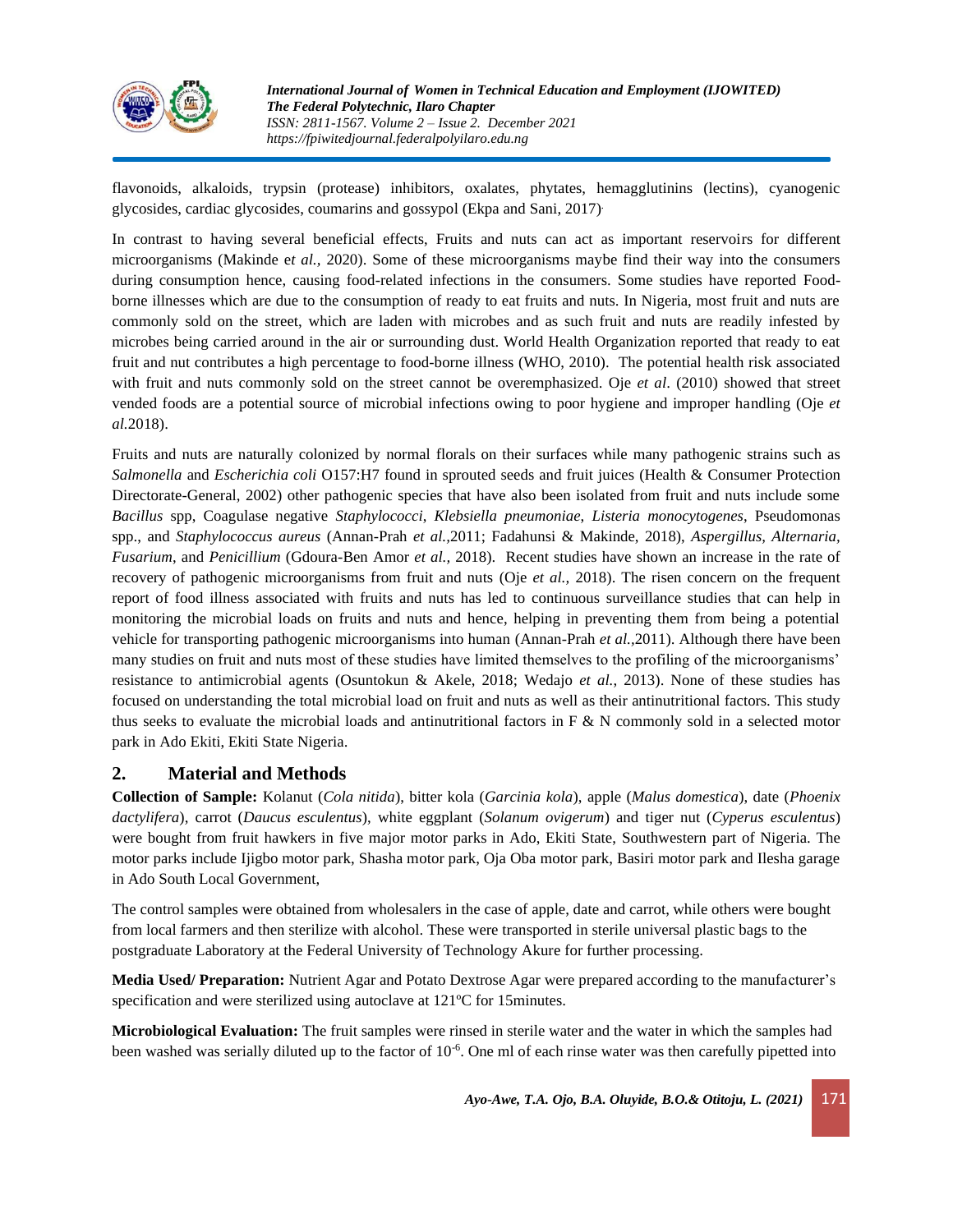flavonoids, alkaloids, trypsin (protease) inhibitors, oxalates, phytates, hemagglutinins (lectins), cyanogenic glycosides, cardiac glycosides, coumarins and gossypol (Ekpa and Sani, 2017).

In contrast to having several beneficial effects, Fruits and nuts can act as important reservoirs for different microorganisms (Makinde e*t al.,* 2020). Some of these microorganisms maybe find their way into the consumers during consumption hence, causing food-related infections in the consumers. Some studies have reported Food-borne illnesses which are due to the consumption of ready to eat fruits and nuts. In Nigeria, most fruit and nuts are commonly sold on the street, which are laden with microbes and as such fruit and nuts are readily infested by microbes being carried around in the air or surrounding dust. World Health Organization reported that ready to eat fruit and nut contributes a high percentage to food-borne illness (WHO, 2010). The potential health risk associated with fruit and nuts commonly sold on the street cannot be overemphasized. Oje *et al*. (2010) showed that street vended foods are a potential source of microbial infections owing to poor hygiene and improper handling (Oje *et al.*2018).

Fruits and nuts are naturally colonized by normal florals on their surfaces while many pathogenic strains such as *Salmonella* and *Escherichia coli* O157:H7 found in sprouted seeds and fruit juices (Health & Consumer Protection Directorate-General, 2002) other pathogenic species that have also been isolated from fruit and nuts include some *Bacillus* spp, Coagulase negative *Staphylococci*, *Klebsiella pneumoniae*, *Listeria monocytogenes*, Pseudomonas spp., and *Staphylococcus aureus* (Annan-Prah *et al.,*2011; Fadahunsi & Makinde, 2018), *Aspergillus, Alternaria, Fusarium*, and *Penicillium* (Gdoura-Ben Amor *et al.,* 2018). Recent studies have shown an increase in the rate of recovery of pathogenic microorganisms from fruit and nuts (Oje *et al.,* 2018). The risen concern on the frequent report of food illness associated with fruits and nuts has led to continuous surveillance studies that can help in monitoring the microbial loads on fruits and nuts and hence, helping in preventing them from being a potential vehicle for transporting pathogenic microorganisms into human (Annan-Prah *et al.,*2011). Although there have been many studies on fruit and nuts most of these studies have limited themselves to the profiling of the microorganisms' resistance to antimicrobial agents (Osuntokun & Akele, 2018; Wedajo *et al.*, 2013). None of these studies has focused on understanding the total microbial load on fruit and nuts as well as their antinutritional factors. This study thus seeks to evaluate the microbial loads and antinutritional factors in F & N commonly sold in a selected motor park in Ado Ekiti, Ekiti State Nigeria.

## 2. Material and Methods

**Collection of Sample:** Kolanut (*Cola nitida*), bitter kola (*Garcinia kola*), apple (*Malus domestica*), date (*Phoenix dactylifera*), carrot (*Daucus esculentus*), white eggplant (*Solanum ovigerum*) and tiger nut (*Cyperus esculentus*) were bought from fruit hawkers in five major motor parks in Ado, Ekiti State, Southwestern part of Nigeria. The motor parks include Ijigbo motor park, Shasha motor park, Oja Oba motor park, Basiri motor park and Ilesha garage in Ado South Local Government,

The control samples were obtained from wholesalers in the case of apple, date and carrot, while others were bought from local farmers and then sterilize with alcohol. These were transported in sterile universal plastic bags to the postgraduate Laboratory at the Federal University of Technology Akure for further processing.

**Media Used/ Preparation:** Nutrient Agar and Potato Dextrose Agar were prepared according to the manufacturer's specification and were sterilized using autoclave at 121ºC for 15minutes.

**Microbiological Evaluation:** The fruit samples were rinsed in sterile water and the water in which the samples had been washed was serially diluted up to the factor of $10^{-6}$. One ml of each rinse water was then carefully pipetted into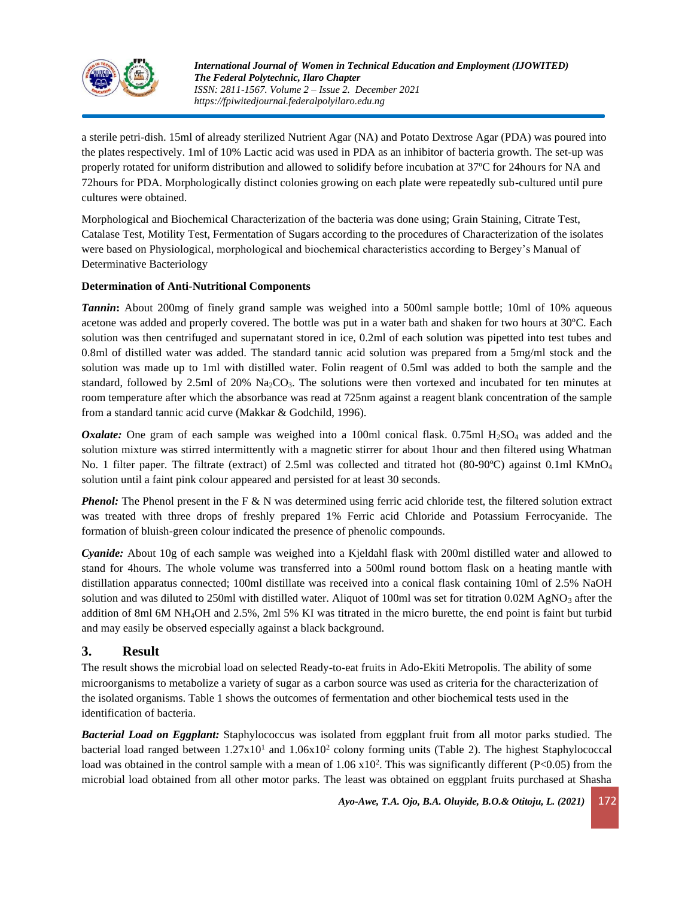a sterile petri-dish. 15ml of already sterilized Nutrient Agar (NA) and Potato Dextrose Agar (PDA) was poured into the plates respectively. 1ml of 10% Lactic acid was used in PDA as an inhibitor of bacteria growth. The set-up was properly rotated for uniform distribution and allowed to solidify before incubation at 37ºC for 24hours for NA and 72hours for PDA. Morphologically distinct colonies growing on each plate were repeatedly sub-cultured until pure cultures were obtained.

Morphological and Biochemical Characterization of the bacteria was done using; Grain Staining, Citrate Test, Catalase Test, Motility Test, Fermentation of Sugars according to the procedures of Characterization of the isolates were based on Physiological, morphological and biochemical characteristics according to Bergey's Manual of Determinative Bacteriology

**Determination of Anti-Nutritional Components**

***Tannin*:** About 200mg of finely grand sample was weighed into a 500ml sample bottle; 10ml of 10% aqueous acetone was added and properly covered. The bottle was put in a water bath and shaken for two hours at 30ºC. Each solution was then centrifuged and supernatant stored in ice, 0.2ml of each solution was pipetted into test tubes and 0.8ml of distilled water was added. The standard tannic acid solution was prepared from a 5mg/ml stock and the solution was made up to 1ml with distilled water. Folin reagent of 0.5ml was added to both the sample and the standard, followed by 2.5ml of 20% $Na_2CO_3$. The solutions were then vortexed and incubated for ten minutes at room temperature after which the absorbance was read at 725nm against a reagent blank concentration of the sample from a standard tannic acid curve (Makkar & Godchild, 1996).

***Oxalate:*** One gram of each sample was weighed into a 100ml conical flask. 0.75ml $H_2SO_4$ was added and the solution mixture was stirred intermittently with a magnetic stirrer for about 1hour and then filtered using Whatman No. 1 filter paper. The filtrate (extract) of 2.5ml was collected and titrated hot (80-90ºC) against 0.1ml $KMnO_4$ solution until a faint pink colour appeared and persisted for at least 30 seconds.

***Phenol:*** The Phenol present in the F & N was determined using ferric acid chloride test, the filtered solution extract was treated with three drops of freshly prepared 1% Ferric acid Chloride and Potassium Ferrocyanide. The formation of bluish-green colour indicated the presence of phenolic compounds.

***Cyanide:*** About 10g of each sample was weighed into a Kjeldahl flask with 200ml distilled water and allowed to stand for 4hours. The whole volume was transferred into a 500ml round bottom flask on a heating mantle with distillation apparatus connected; 100ml distillate was received into a conical flask containing 10ml of 2.5% NaOH solution and was diluted to 250ml with distilled water. Aliquot of 100ml was set for titration 0.02M $AgNO_3$ after the addition of 8ml 6M $NH_4OH$ and 2.5%, 2ml 5% KI was titrated in the micro burette, the end point is faint but turbid and may easily be observed especially against a black background.

## 3. Result

The result shows the microbial load on selected Ready-to-eat fruits in Ado-Ekiti Metropolis. The ability of some microorganisms to metabolize a variety of sugar as a carbon source was used as criteria for the characterization of the isolated organisms. Table 1 shows the outcomes of fermentation and other biochemical tests used in the identification of bacteria.

***Bacterial Load on Eggplant:*** Staphylococcus was isolated from eggplant fruit from all motor parks studied. The bacterial load ranged between $1.27 \times 10^1$ and $1.06 \times 10^2$ colony forming units (Table 2). The highest Staphylococcal load was obtained in the control sample with a mean of $1.06 \times 10^2$. This was significantly different ($P<0.05$) from the microbial load obtained from all other motor parks. The least was obtained on eggplant fruits purchased at Shasha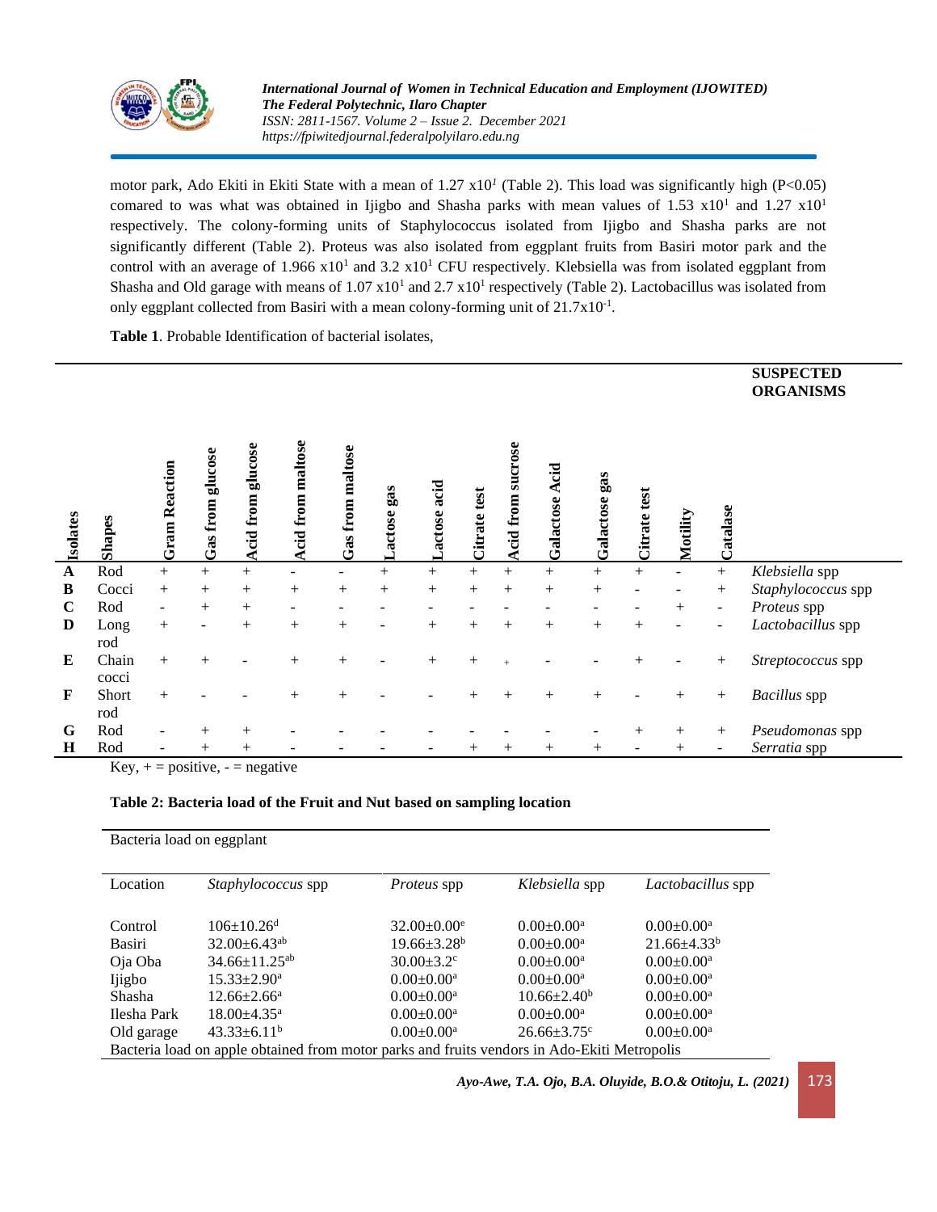motor park, Ado Ekiti in Ekiti State with a mean of 1.27 x10*[1]* (Table 2). This load was significantly high ($P<0.05$) comared to was what was obtained in Ijigbo and Shasha parks with mean values of 1.53 $x10^1$ and 1.27 $x10^1$ respectively. The colony-forming units of Staphylococcus isolated from Ijigbo and Shasha parks are not significantly different (Table 2). Proteus was also isolated from eggplant fruits from Basiri motor park and the control with an average of 1.966 $x10^1$ and 3.2 $x10^1$ CFU respectively. Klebsiella was from isolated eggplant from Shasha and Old garage with means of 1.07 $x10^1$ and 2.7 $x10^1$ respectively (Table 2). Lactobacillus was isolated from only eggplant collected from Basiri with a mean colony-forming unit of $21.7x10^{-1}$.

**Table 1**. Probable Identification of bacterial isolates,

| Isolates | Shapes | Gram Reaction | Gas from glucose | Acid from glucose | Acid from maltose | Gas from maltose | Lactose gas | Lactose acid | Citrate test | Acid from sucrose | Galactose Acid | Galactose gas | Citrate test | Motility | Catalase | SUSPECTED ORGANISMS |
|---|---|---|---|---|---|---|---|---|---|---|---|---|---|---|---|---|
| **A** | Rod | + | + | + | - | - | + | + | + | + | + | + | + | - | + | *Klebsiella* spp |
| **B** | Cocci | + | + | + | + | + | + | + | + | + | + | + | - | - | + | *Staphylococcus* spp |
| **C** | Rod | - | + | + | - | - | - | - | - | - | - | - | - | + | - | *Proteus* spp |
| **D** | Long rod | + | - | + | + | + | - | + | + | + | + | + | + | - | - | *Lactobacillus* spp |
| **E** | Chain cocci | + | + | - | + | + | - | + | + | + | - | - | + | - | + | *Streptococcus* spp |
| **F** | Short rod | + | - | - | + | + | - | - | + | + | + | + | - | + | + | *Bacillus* spp |
| **G** | Rod | - | + | + | - | - | - | - | - | - | - | - | + | + | + | *Pseudomonas* spp |
| **H** | Rod | - | + | + | - | - | - | - | + | + | + | + | - | + | - | *Serratia* spp |

Key, + = positive, - = negative

**Table 2: Bacteria load of the Fruit and Nut based on sampling location**

Bacteria load on eggplant

| Location | *Staphylococcus* spp | *Proteus* spp | *Klebsiella* spp | *Lactobacillus* spp |
|---|---|---|---|---|
| Control | $106\pm10.26^{d}$ | $32.00\pm0.00^{e}$ | $0.00\pm0.00^{a}$ | $0.00\pm0.00^{a}$ |
| Basiri | $32.00\pm6.43^{ab}$ | $19.66\pm3.28^{b}$ | $0.00\pm0.00^{a}$ | $21.66\pm4.33^{b}$ |
| Oja Oba | $34.66\pm11.25^{ab}$ | $30.00\pm3.2^{c}$ | $0.00\pm0.00^{a}$ | $0.00\pm0.00^{a}$ |
| Ijigbo | $15.33\pm2.90^{a}$ | $0.00\pm0.00^{a}$ | $0.00\pm0.00^{a}$ | $0.00\pm0.00^{a}$ |
| Shasha | $12.66\pm2.66^{a}$ | $0.00\pm0.00^{a}$ | $10.66\pm2.40^{b}$ | $0.00\pm0.00^{a}$ |
| Ilesha Park | $18.00\pm4.35^{a}$ | $0.00\pm0.00^{a}$ | $0.00\pm0.00^{a}$ | $0.00\pm0.00^{a}$ |
| Old garage | $43.33\pm6.11^{b}$ | $0.00\pm0.00^{a}$ | $26.66\pm3.75^{c}$ | $0.00\pm0.00^{a}$ |

Bacteria load on apple obtained from motor parks and fruits vendors in Ado-Ekiti Metropolis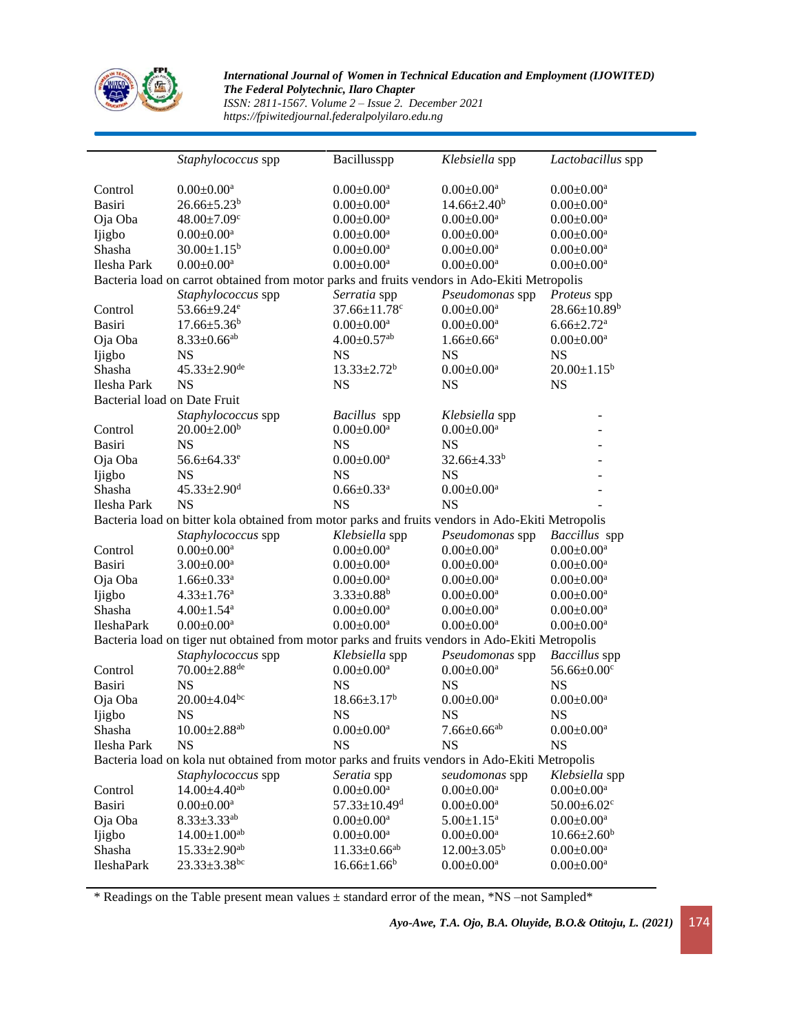| | *Staphylococcus* spp | Bacillusspp | *Klebsiella* spp | *Lactobacillus* spp |
|---|---|---|---|---|
| Control | 0.00±0.00[a] | 0.00±0.00[a] | 0.00±0.00[a] | 0.00±0.00[a] |
| Basiri | 26.66±5.23[b] | 0.00±0.00[a] | 14.66±2.40[b] | 0.00±0.00[a] |
| Oja Oba | 48.00±7.09[c] | 0.00±0.00[a] | 0.00±0.00[a] | 0.00±0.00[a] |
| Ijigbo | 0.00±0.00[a] | 0.00±0.00[a] | 0.00±0.00[a] | 0.00±0.00[a] |
| Shasha | 30.00±1.15[b] | 0.00±0.00[a] | 0.00±0.00[a] | 0.00±0.00[a] |
| Ilesha Park | 0.00±0.00[a] | 0.00±0.00[a] | 0.00±0.00[a] | 0.00±0.00[a] |

Bacteria load on carrot obtained from motor parks and fruits vendors in Ado-Ekiti Metropolis

| | *Staphylococcus* spp | *Serratia* spp | *Pseudomonas* spp | *Proteus* spp |
|---|---|---|---|---|
| Control | 53.66±9.24[e] | 37.66±11.78[c] | 0.00±0.00[a] | 28.66±10.89[b] |
| Basiri | 17.66±5.36[b] | 0.00±0.00[a] | 0.00±0.00[a] | 6.66±2.72[a] |
| Oja Oba | 8.33±0.66[ab] | 4.00±0.57[ab] | 1.66±0.66[a] | 0.00±0.00[a] |
| Ijigbo | NS | NS | NS | NS |
| Shasha | 45.33±2.90[de] | 13.33±2.72[b] | 0.00±0.00[a] | 20.00±1.15[b] |
| Ilesha Park | NS | NS | NS | NS |

Bacterial load on Date Fruit

| | *Staphylococcus* spp | *Bacillus* spp | *Klebsiella* spp | - |
|---|---|---|---|---|
| Control | 20.00±2.00[b] | 0.00±0.00[a] | 0.00±0.00[a] | - |
| Basiri | NS | NS | NS | - |
| Oja Oba | 56.6±64.33[e] | 0.00±0.00[a] | 32.66±4.33[b] | - |
| Ijigbo | NS | NS | NS | - |
| Shasha | 45.33±2.90[d] | 0.66±0.33[a] | 0.00±0.00[a] | - |
| Ilesha Park | NS | NS | NS | - |

Bacteria load on bitter kola obtained from motor parks and fruits vendors in Ado-Ekiti Metropolis

| | *Staphylococcus* spp | *Klebsiella* spp | *Pseudomonas* spp | *Baccillus* spp |
|---|---|---|---|---|
| Control | 0.00±0.00[a] | 0.00±0.00[a] | 0.00±0.00[a] | 0.00±0.00[a] |
| Basiri | 3.00±0.00[a] | 0.00±0.00[a] | 0.00±0.00[a] | 0.00±0.00[a] |
| Oja Oba | 1.66±0.33[a] | 0.00±0.00[a] | 0.00±0.00[a] | 0.00±0.00[a] |
| Ijigbo | 4.33±1.76[a] | 3.33±0.88[b] | 0.00±0.00[a] | 0.00±0.00[a] |
| Shasha | 4.00±1.54[a] | 0.00±0.00[a] | 0.00±0.00[a] | 0.00±0.00[a] |
| IleshaPark | 0.00±0.00[a] | 0.00±0.00[a] | 0.00±0.00[a] | 0.00±0.00[a] |

Bacteria load on tiger nut obtained from motor parks and fruits vendors in Ado-Ekiti Metropolis

| | *Staphylococcus* spp | *Klebsiella* spp | *Pseudomonas* spp | *Baccillus* spp |
|---|---|---|---|---|
| Control | 70.00±2.88[de] | 0.00±0.00[a] | 0.00±0.00[a] | 56.66±0.00[c] |
| Basiri | NS | NS | NS | NS |
| Oja Oba | 20.00±4.04[bc] | 18.66±3.17[b] | 0.00±0.00[a] | 0.00±0.00[a] |
| Ijigbo | NS | NS | NS | NS |
| Shasha | 10.00±2.88[ab] | 0.00±0.00[a] | 7.66±0.66[ab] | 0.00±0.00[a] |
| Ilesha Park | NS | NS | NS | NS |

Bacteria load on kola nut obtained from motor parks and fruits vendors in Ado-Ekiti Metropolis

| | *Staphylococcus* spp | *Seratia* spp | *seudomonas* spp | *Klebsiella* spp |
|---|---|---|---|---|
| Control | 14.00±4.40[ab] | 0.00±0.00[a] | 0.00±0.00[a] | 0.00±0.00[a] |
| Basiri | 0.00±0.00[a] | 57.33±10.49[d] | 0.00±0.00[a] | 50.00±6.02[c] |
| Oja Oba | 8.33±3.33[ab] | 0.00±0.00[a] | 5.00±1.15[a] | 0.00±0.00[a] |
| Ijigbo | 14.00±1.00[ab] | 0.00±0.00[a] | 0.00±0.00[a] | 10.66±2.60[b] |
| Shasha | 15.33±2.90[ab] | 11.33±0.66[ab] | 12.00±3.05[b] | 0.00±0.00[a] |
| IleshaPark | 23.33±3.38[bc] | 16.66±1.66[b] | 0.00±0.00[a] | 0.00±0.00[a] |

\* Readings on the Table present mean values ± standard error of the mean, *NS –not Sampled*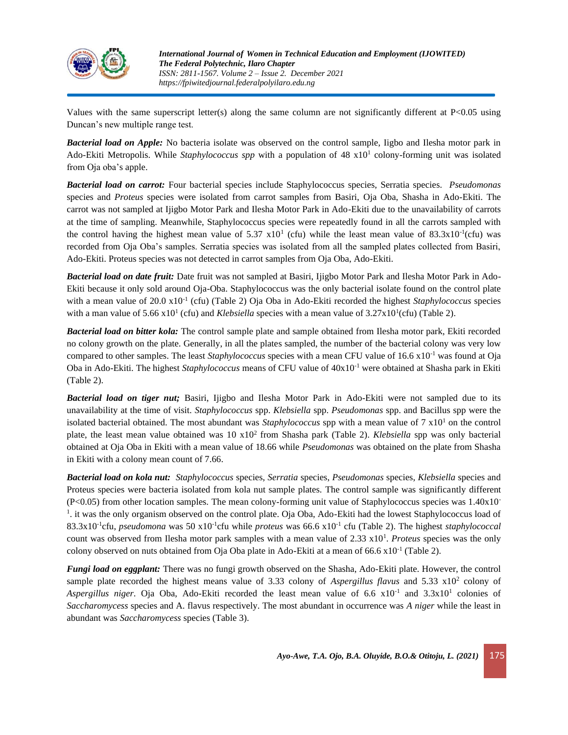Values with the same superscript letter(s) along the same column are not significantly different at $P<0.05$ using Duncan's new multiple range test.

***Bacterial load on Apple:*** No bacteria isolate was observed on the control sample, Iigbo and Ilesha motor park in Ado-Ekiti Metropolis. While *Staphylococcus spp* with a population of 48 $x10^1$ colony-forming unit was isolated from Oja oba's apple.

***Bacterial load on carrot:*** Four bacterial species include Staphylococcus species, Serratia species. *Pseudomonas* species and *Proteus* species were isolated from carrot samples from Basiri, Oja Oba, Shasha in Ado-Ekiti. The carrot was not sampled at Ijigbo Motor Park and Ilesha Motor Park in Ado-Ekiti due to the unavailability of carrots at the time of sampling. Meanwhile, Staphylococcus species were repeatedly found in all the carrots sampled with the control having the highest mean value of 5.37 $x10^1$ (cfu) while the least mean value of $83.3x10^{-1}$(cfu) was recorded from Oja Oba's samples. Serratia species was isolated from all the sampled plates collected from Basiri, Ado-Ekiti. Proteus species was not detected in carrot samples from Oja Oba, Ado-Ekiti.

***Bacterial load on date fruit:*** Date fruit was not sampled at Basiri, Ijigbo Motor Park and Ilesha Motor Park in Ado-Ekiti because it only sold around Oja-Oba. Staphylococcus was the only bacterial isolate found on the control plate with a mean value of 20.0 $x10^{-1}$ (cfu) (Table 2) Oja Oba in Ado-Ekiti recorded the highest *Staphylococcus* species with a man value of 5.66 $x10^1$ (cfu) and *Klebsiella* species with a mean value of $3.27x10^1$(cfu) (Table 2).

***Bacterial load on bitter kola:*** The control sample plate and sample obtained from Ilesha motor park, Ekiti recorded no colony growth on the plate. Generally, in all the plates sampled, the number of the bacterial colony was very low compared to other samples. The least *Staphylococcus* species with a mean CFU value of 16.6 $x10^{-1}$ was found at Oja Oba in Ado-Ekiti. The highest *Staphylococcus* means of CFU value of $40x10^{-1}$ were obtained at Shasha park in Ekiti (Table 2).

***Bacterial load on tiger nut;*** Basiri, Ijigbo and Ilesha Motor Park in Ado-Ekiti were not sampled due to its unavailability at the time of visit. *Staphylococcus* spp. *Klebsiella* spp. *Pseudomonas* spp. and Bacillus spp were the isolated bacterial obtained. The most abundant was *Staphylococcus* spp with a mean value of 7 $x10^1$ on the control plate, the least mean value obtained was 10 $x10^2$ from Shasha park (Table 2). *Klebsiella* spp was only bacterial obtained at Oja Oba in Ekiti with a mean value of 18.66 while *Pseudomonas* was obtained on the plate from Shasha in Ekiti with a colony mean count of 7.66.

***Bacterial load on kola nut:*** *Staphylococcus* species, *Serratia* species, *Pseudomonas* species, *Klebsiella* species and Proteus species were bacteria isolated from kola nut sample plates. The control sample was significantly different ($P<0.05$) from other location samples. The mean colony-forming unit value of Staphylococcus species was $1.40x10^{-1}$. it was the only organism observed on the control plate. Oja Oba, Ado-Ekiti had the lowest Staphylococcus load of $83.3x10^{-1}$cfu, *pseudomona* was 50 $x10^{-1}$cfu while *proteus* was 66.6 $x10^{-1}$ cfu (Table 2). The highest *staphylococcal* count was observed from Ilesha motor park samples with a mean value of 2.33 $x10^1$. *Proteus* species was the only colony observed on nuts obtained from Oja Oba plate in Ado-Ekiti at a mean of 66.6 $x10^{-1}$ (Table 2).

***Fungi load on eggplant:*** There was no fungi growth observed on the Shasha, Ado-Ekiti plate. However, the control sample plate recorded the highest means value of 3.33 colony of *Aspergillus flavus* and 5.33 $x10^2$ colony of *Aspergillus niger*. Oja Oba, Ado-Ekiti recorded the least mean value of 6.6 $x10^{-1}$ and $3.3x10^1$ colonies of *Saccharomycess* species and A. flavus respectively. The most abundant in occurrence was *A niger* while the least in abundant was *Saccharomycess* species (Table 3).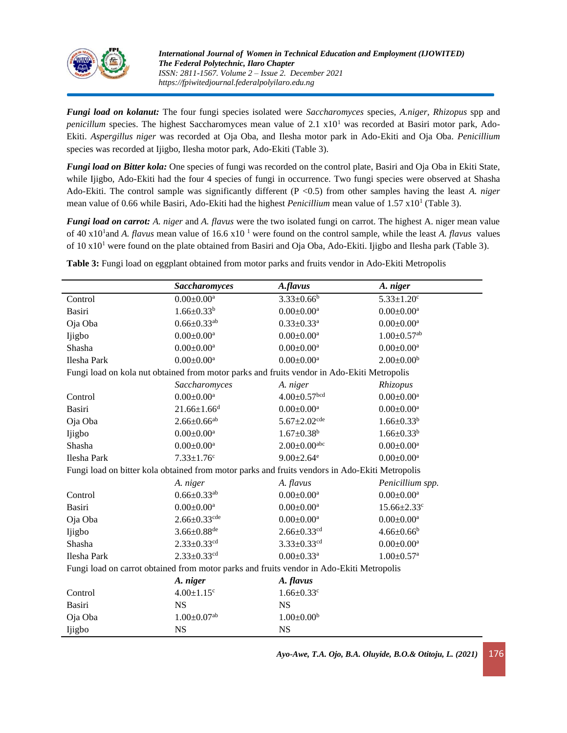***Fungi load on kolanut:*** The four fungi species isolated were *Saccharomyces* species, *A.niger, Rhizopus* spp and *penicillum* species. The highest Saccharomyces mean value of 2.1 $x10^1$ was recorded at Basiri motor park, Ado-Ekiti. *Aspergillus niger* was recorded at Oja Oba, and Ilesha motor park in Ado-Ekiti and Oja Oba. *Penicillium* species was recorded at Ijigbo, Ilesha motor park, Ado-Ekiti (Table 3).

***Fungi load on Bitter kola:*** One species of fungi was recorded on the control plate, Basiri and Oja Oba in Ekiti State, while Ijigbo, Ado-Ekiti had the four 4 species of fungi in occurrence. Two fungi species were observed at Shasha Ado-Ekiti. The control sample was significantly different ($P < 0.5$) from other samples having the least *A. niger* mean value of 0.66 while Basiri, Ado-Ekiti had the highest *Penicillium* mean value of 1.57 $x10^1$ (Table 3).

***Fungi load on carrot:*** *A. niger* and *A. flavus* were the two isolated fungi on carrot. The highest A. niger mean value of 40 $x10^1$and *A. flavus* mean value of 16.6 $x10^1$ were found on the control sample, while the least *A. flavus* values of 10 $x10^1$ were found on the plate obtained from Basiri and Oja Oba, Ado-Ekiti. Ijigbo and Ilesha park (Table 3).

**Table 3:** Fungi load on eggplant obtained from motor parks and fruits vendor in Ado-Ekiti Metropolis

| | ***Saccharomyces*** | ***A.flavus*** | ***A. niger*** |
|---|---|---|---|
| Control | $0.00{\pm}0.00^{a}$ | $3.33{\pm}0.66^{b}$ | $5.33{\pm}1.20^{c}$ |
| Basiri | $1.66{\pm}0.33^{b}$ | $0.00{\pm}0.00^{a}$ | $0.00{\pm}0.00^{a}$ |
| Oja Oba | $0.66{\pm}0.33^{ab}$ | $0.33{\pm}0.33^{a}$ | $0.00{\pm}0.00^{a}$ |
| Ijigbo | $0.00{\pm}0.00^{a}$ | $0.00{\pm}0.00^{a}$ | $1.00{\pm}0.57^{ab}$ |
| Shasha | $0.00{\pm}0.00^{a}$ | $0.00{\pm}0.00^{a}$ | $0.00{\pm}0.00^{a}$ |
| Ilesha Park | $0.00{\pm}0.00^{a}$ | $0.00{\pm}0.00^{a}$ | $2.00{\pm}0.00^{b}$ |
| Fungi load on kola nut obtained from motor parks and fruits vendor in Ado-Ekiti Metropolis | | | |
| | *Saccharomyces* | *A. niger* | *Rhizopus* |
| Control | $0.00{\pm}0.00^{a}$ | $4.00{\pm}0.57^{bcd}$ | $0.00{\pm}0.00^{a}$ |
| Basiri | $21.66{\pm}1.66^{d}$ | $0.00{\pm}0.00^{a}$ | $0.00{\pm}0.00^{a}$ |
| Oja Oba | $2.66{\pm}0.66^{ab}$ | $5.67{\pm}2.02^{cde}$ | $1.66{\pm}0.33^{b}$ |
| Ijigbo | $0.00{\pm}0.00^{a}$ | $1.67{\pm}0.38^{b}$ | $1.66{\pm}0.33^{b}$ |
| Shasha | $0.00{\pm}0.00^{a}$ | $2.00{\pm}0.00^{abc}$ | $0.00{\pm}0.00^{a}$ |
| Ilesha Park | $7.33{\pm}1.76^{c}$ | $9.00{\pm}2.64^{e}$ | $0.00{\pm}0.00^{a}$ |
| Fungi load on bitter kola obtained from motor parks and fruits vendors in Ado-Ekiti Metropolis | | | |
| | *A. niger* | *A. flavus* | *Penicillium spp.* |
| Control | $0.66{\pm}0.33^{ab}$ | $0.00{\pm}0.00^{a}$ | $0.00{\pm}0.00^{a}$ |
| Basiri | $0.00{\pm}0.00^{a}$ | $0.00{\pm}0.00^{a}$ | $15.66{\pm}2.33^{c}$ |
| Oja Oba | $2.66{\pm}0.33^{cde}$ | $0.00{\pm}0.00^{a}$ | $0.00{\pm}0.00^{a}$ |
| Ijigbo | $3.66{\pm}0.88^{de}$ | $2.66{\pm}0.33^{cd}$ | $4.66{\pm}0.66^{b}$ |
| Shasha | $2.33{\pm}0.33^{cd}$ | $3.33{\pm}0.33^{cd}$ | $0.00{\pm}0.00^{a}$ |
| Ilesha Park | $2.33{\pm}0.33^{cd}$ | $0.00{\pm}0.33^{a}$ | $1.00{\pm}0.57^{a}$ |
| Fungi load on carrot obtained from motor parks and fruits vendor in Ado-Ekiti Metropolis | | | |
| | ***A. niger*** | ***A. flavus*** | |
| Control | $4.00{\pm}1.15^{c}$ | $1.66{\pm}0.33^{c}$ | |
| Basiri | NS | NS | |
| Oja Oba | $1.00{\pm}0.07^{ab}$ | $1.00{\pm}0.00^{b}$ | |
| Ijigbo | NS | NS | |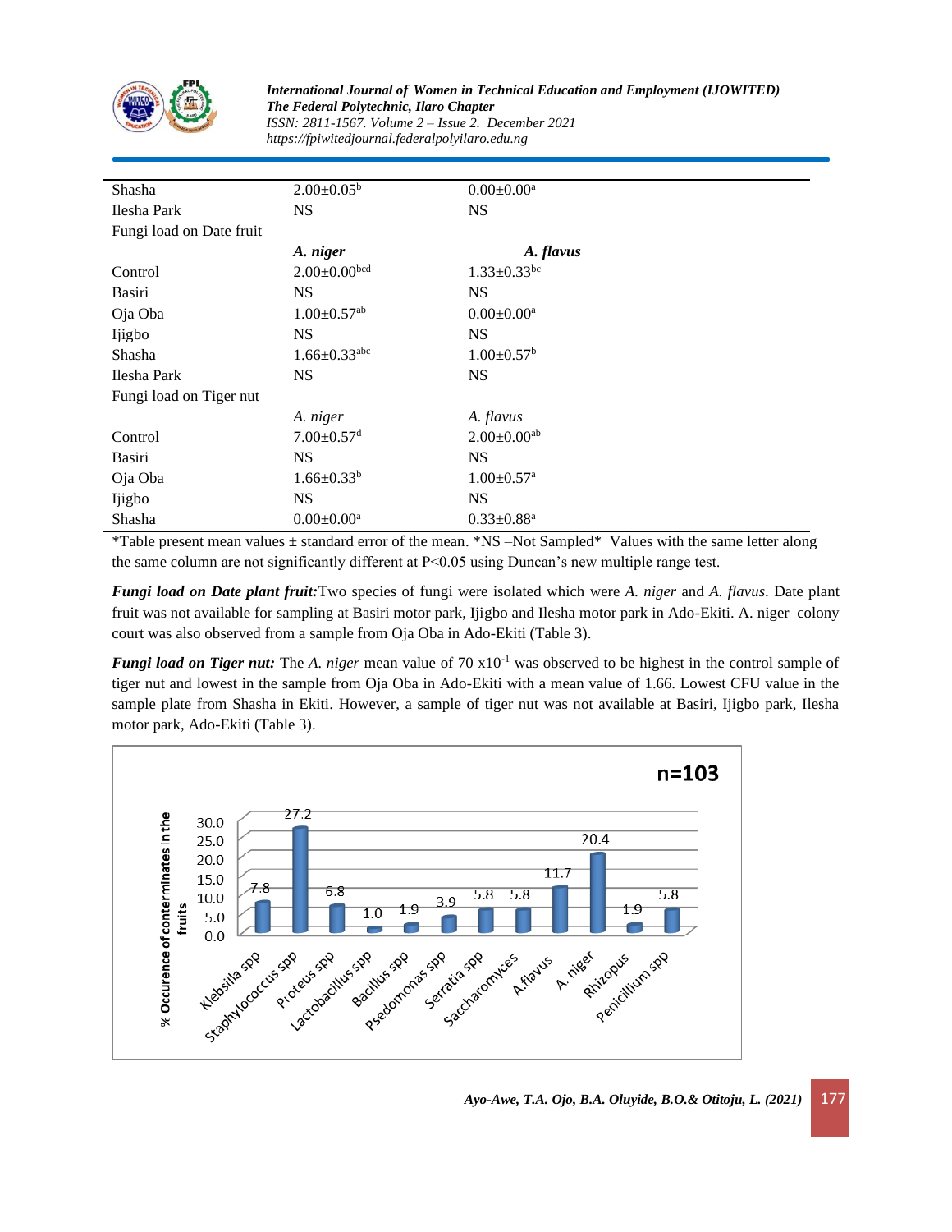| | | |
|---|---|---|
| Shasha | 2.00±0.05[b] | 0.00±0.00[a] |
| Ilesha Park | NS | NS |
| Fungi load on Date fruit | | |
| | ***A. niger*** | ***A. flavus*** |
| Control | 2.00±0.00[bcd] | 1.33±0.33[bc] |
| Basiri | NS | NS |
| Oja Oba | 1.00±0.57[ab] | 0.00±0.00[a] |
| Ijigbo | NS | NS |
| Shasha | 1.66±0.33[abc] | 1.00±0.57[b] |
| Ilesha Park | NS | NS |
| Fungi load on Tiger nut | | |
| | *A. niger* | *A. flavus* |
| Control | 7.00±0.57[d] | 2.00±0.00[ab] |
| Basiri | NS | NS |
| Oja Oba | 1.66±0.33[b] | 1.00±0.57[a] |
| Ijigbo | NS | NS |
| Shasha | 0.00±0.00[a] | 0.33±0.88[a] |

*Table present mean values ± standard error of the mean. *NS –Not Sampled* Values with the same letter along the same column are not significantly different at P<0.05 using Duncan's new multiple range test.

***Fungi load on Date plant fruit:*** Two species of fungi were isolated which were *A. niger* and *A. flavus*. Date plant fruit was not available for sampling at Basiri motor park, Ijigbo and Ilesha motor park in Ado-Ekiti. A. niger colony court was also observed from a sample from Oja Oba in Ado-Ekiti (Table 3).

***Fungi load on Tiger nut:*** The *A. niger* mean value of 70 x$10^{-1}$ was observed to be highest in the control sample of tiger nut and lowest in the sample from Oja Oba in Ado-Ekiti with a mean value of 1.66. Lowest CFU value in the sample plate from Shasha in Ekiti. However, a sample of tiger nut was not available at Basiri, Ijigbo park, Ilesha motor park, Ado-Ekiti (Table 3).

n=103

| Organism | % Occurence of conterminates in the fruits |
|---|---|
| Klebsilla spp | 7.8 |
| Staphylococcus spp | 27.2 |
| Proteus spp | 6.8 |
| Lactobacillus spp | 1.0 |
| Bacillus spp | 1.9 |
| Psedomonas spp | 3.9 |
| Serratia spp | 5.8 |
| Saccharomyces | 5.8 |
| A.flavus | 11.7 |
| A. niger | 20.4 |
| Rhizopus | 1.9 |
| Penicillium spp | 5.8 |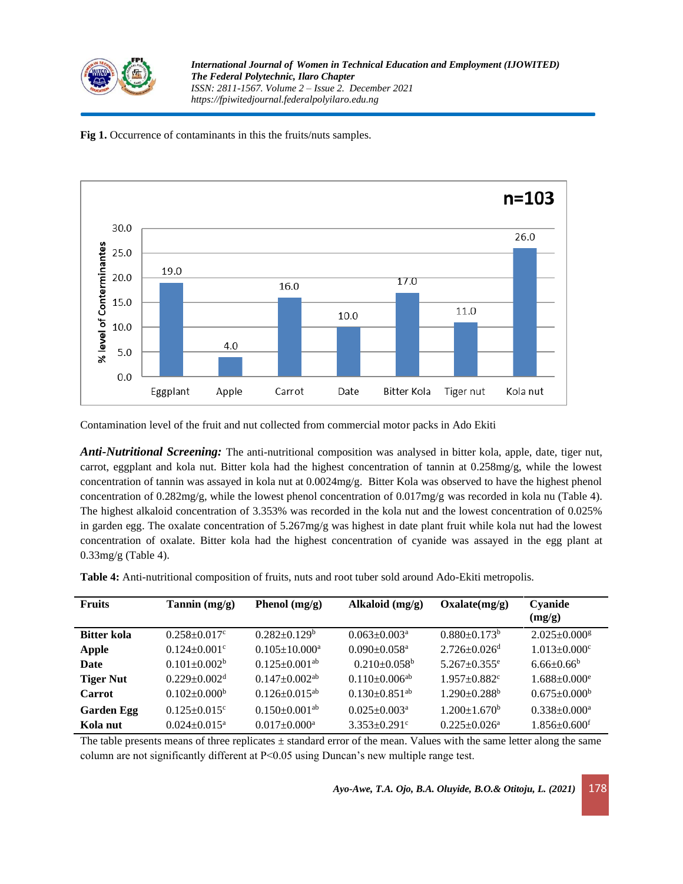**Fig 1.** Occurrence of contaminants in this the fruits/nuts samples.

Contamination level of the fruit and nut collected from commercial motor packs in Ado Ekiti

***Anti-Nutritional Screening:*** The anti-nutritional composition was analysed in bitter kola, apple, date, tiger nut, carrot, eggplant and kola nut. Bitter kola had the highest concentration of tannin at 0.258mg/g, while the lowest concentration of tannin was assayed in kola nut at 0.0024mg/g. Bitter Kola was observed to have the highest phenol concentration of 0.282mg/g, while the lowest phenol concentration of 0.017mg/g was recorded in kola nu (Table 4). The highest alkaloid concentration of 3.353% was recorded in the kola nut and the lowest concentration of 0.025% in garden egg. The oxalate concentration of 5.267mg/g was highest in date plant fruit while kola nut had the lowest concentration of oxalate. Bitter kola had the highest concentration of cyanide was assayed in the egg plant at 0.33mg/g (Table 4).

**Table 4:** Anti-nutritional composition of fruits, nuts and root tuber sold around Ado-Ekiti metropolis.

| Fruits | Tannin (mg/g) | Phenol (mg/g) | Alkaloid (mg/g) | Oxalate(mg/g) | Cyanide (mg/g) |
|---|---|---|---|---|---|
| **Bitter kola** | $0.258 \pm 0.017^{c}$ | $0.282 \pm 0.129^{b}$ | $0.063 \pm 0.003^{a}$ | $0.880 \pm 0.173^{b}$ | $2.025 \pm 0.000^{g}$ |
| **Apple** | $0.124 \pm 0.001^{c}$ | $0.105 \pm 10.000^{a}$ | $0.090 \pm 0.058^{a}$ | $2.726 \pm 0.026^{d}$ | $1.013 \pm 0.000^{c}$ |
| **Date** | $0.101 \pm 0.002^{b}$ | $0.125 \pm 0.001^{ab}$ | $0.210 \pm 0.058^{b}$ | $5.267 \pm 0.355^{e}$ | $6.66 \pm 0.66^{b}$ |
| **Tiger Nut** | $0.229 \pm 0.002^{d}$ | $0.147 \pm 0.002^{ab}$ | $0.110 \pm 0.006^{ab}$ | $1.957 \pm 0.882^{c}$ | $1.688 \pm 0.000^{e}$ |
| **Carrot** | $0.102 \pm 0.000^{b}$ | $0.126 \pm 0.015^{ab}$ | $0.130 \pm 0.851^{ab}$ | $1.290 \pm 0.288^{b}$ | $0.675 \pm 0.000^{b}$ |
| **Garden Egg** | $0.125 \pm 0.015^{c}$ | $0.150 \pm 0.001^{ab}$ | $0.025 \pm 0.003^{a}$ | $1.200 \pm 1.670^{b}$ | $0.338 \pm 0.000^{a}$ |
| **Kola nut** | $0.024 \pm 0.015^{a}$ | $0.017 \pm 0.000^{a}$ | $3.353 \pm 0.291^{c}$ | $0.225 \pm 0.026^{a}$ | $1.856 \pm 0.600^{f}$ |

The table presents means of three replicates ± standard error of the mean. Values with the same letter along the same column are not significantly different at P<0.05 using Duncan's new multiple range test.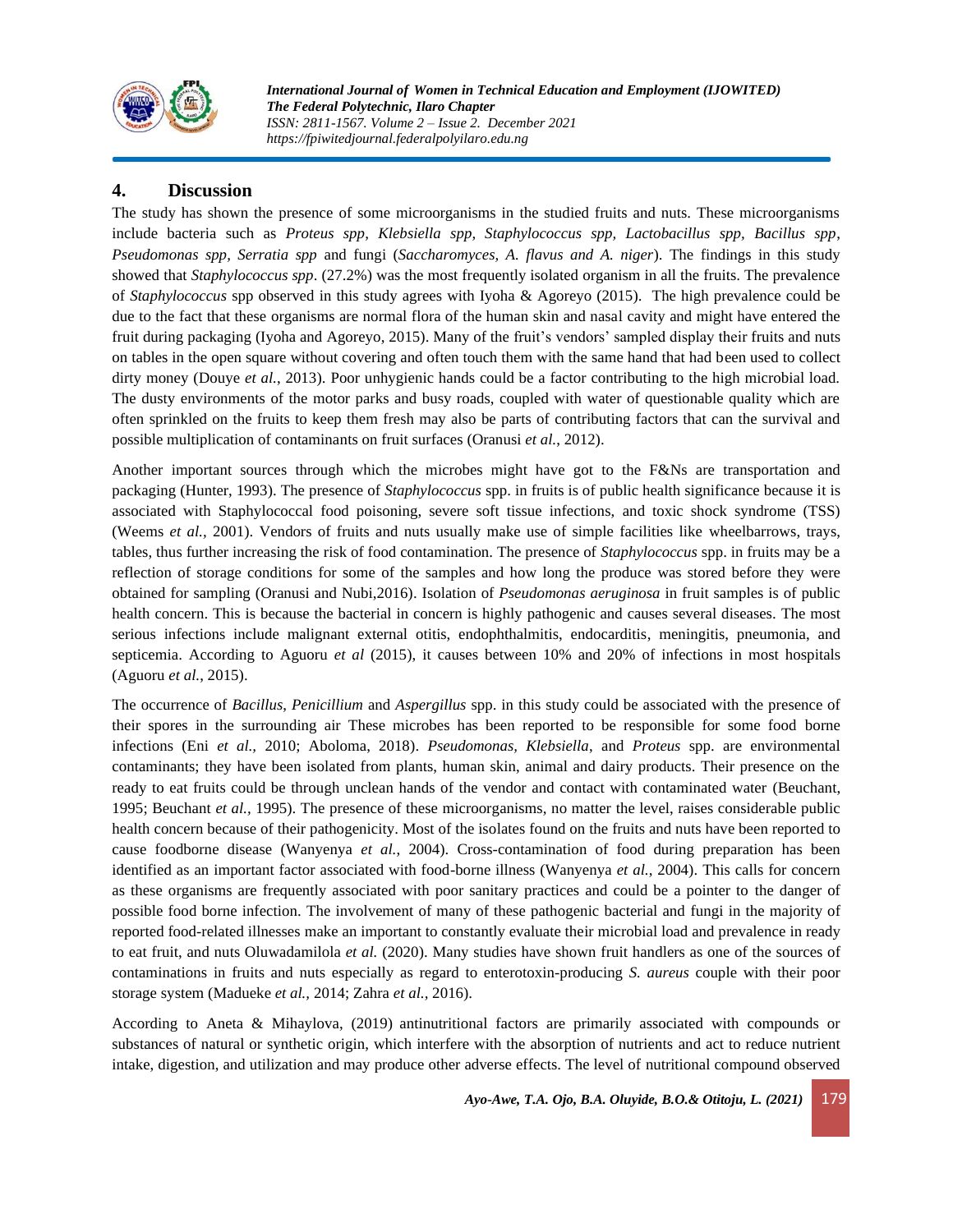## 4. Discussion

The study has shown the presence of some microorganisms in the studied fruits and nuts. These microorganisms include bacteria such as *Proteus spp, Klebsiella spp, Staphylococcus spp, Lactobacillus spp, Bacillus spp*, *Pseudomonas spp, Serratia spp* and fungi (*Saccharomyces, A. flavus and A. niger*). The findings in this study showed that *Staphylococcus spp*. (27.2%) was the most frequently isolated organism in all the fruits. The prevalence of *Staphylococcus* spp observed in this study agrees with Iyoha & Agoreyo (2015). The high prevalence could be due to the fact that these organisms are normal flora of the human skin and nasal cavity and might have entered the fruit during packaging (Iyoha and Agoreyo, 2015). Many of the fruit's vendors' sampled display their fruits and nuts on tables in the open square without covering and often touch them with the same hand that had been used to collect dirty money (Douye *et al.*, 2013). Poor unhygienic hands could be a factor contributing to the high microbial load. The dusty environments of the motor parks and busy roads, coupled with water of questionable quality which are often sprinkled on the fruits to keep them fresh may also be parts of contributing factors that can the survival and possible multiplication of contaminants on fruit surfaces (Oranusi *et al.*, 2012).

Another important sources through which the microbes might have got to the F&Ns are transportation and packaging (Hunter, 1993). The presence of *Staphylococcus* spp. in fruits is of public health significance because it is associated with Staphylococcal food poisoning, severe soft tissue infections, and toxic shock syndrome (TSS) (Weems *et al.,* 2001). Vendors of fruits and nuts usually make use of simple facilities like wheelbarrows, trays, tables, thus further increasing the risk of food contamination. The presence of *Staphylococcus* spp. in fruits may be a reflection of storage conditions for some of the samples and how long the produce was stored before they were obtained for sampling (Oranusi and Nubi,2016). Isolation of *Pseudomonas aeruginosa* in fruit samples is of public health concern. This is because the bacterial in concern is highly pathogenic and causes several diseases. The most serious infections include malignant external otitis, endophthalmitis, endocarditis, meningitis, pneumonia, and septicemia. According to Aguoru *et al* (2015), it causes between 10% and 20% of infections in most hospitals (Aguoru *et al.*, 2015).

The occurrence of *Bacillus, Penicillium* and *Aspergillus* spp. in this study could be associated with the presence of their spores in the surrounding air These microbes has been reported to be responsible for some food borne infections (Eni *et al.,* 2010; Aboloma, 2018). *Pseudomonas, Klebsiella*, and *Proteus* spp. are environmental contaminants; they have been isolated from plants, human skin, animal and dairy products. Their presence on the ready to eat fruits could be through unclean hands of the vendor and contact with contaminated water (Beuchant, 1995; Beuchant *et al.,* 1995). The presence of these microorganisms, no matter the level, raises considerable public health concern because of their pathogenicity. Most of the isolates found on the fruits and nuts have been reported to cause foodborne disease (Wanyenya *et al.*, 2004). Cross-contamination of food during preparation has been identified as an important factor associated with food-borne illness (Wanyenya *et al.*, 2004). This calls for concern as these organisms are frequently associated with poor sanitary practices and could be a pointer to the danger of possible food borne infection. The involvement of many of these pathogenic bacterial and fungi in the majority of reported food-related illnesses make an important to constantly evaluate their microbial load and prevalence in ready to eat fruit, and nuts Oluwadamilola *et al.* (2020). Many studies have shown fruit handlers as one of the sources of contaminations in fruits and nuts especially as regard to enterotoxin-producing *S. aureus* couple with their poor storage system (Madueke *et al.,* 2014; Zahra *et al.,* 2016).

According to Aneta & Mihaylova, (2019) antinutritional factors are primarily associated with compounds or substances of natural or synthetic origin, which interfere with the absorption of nutrients and act to reduce nutrient intake, digestion, and utilization and may produce other adverse effects. The level of nutritional compound observed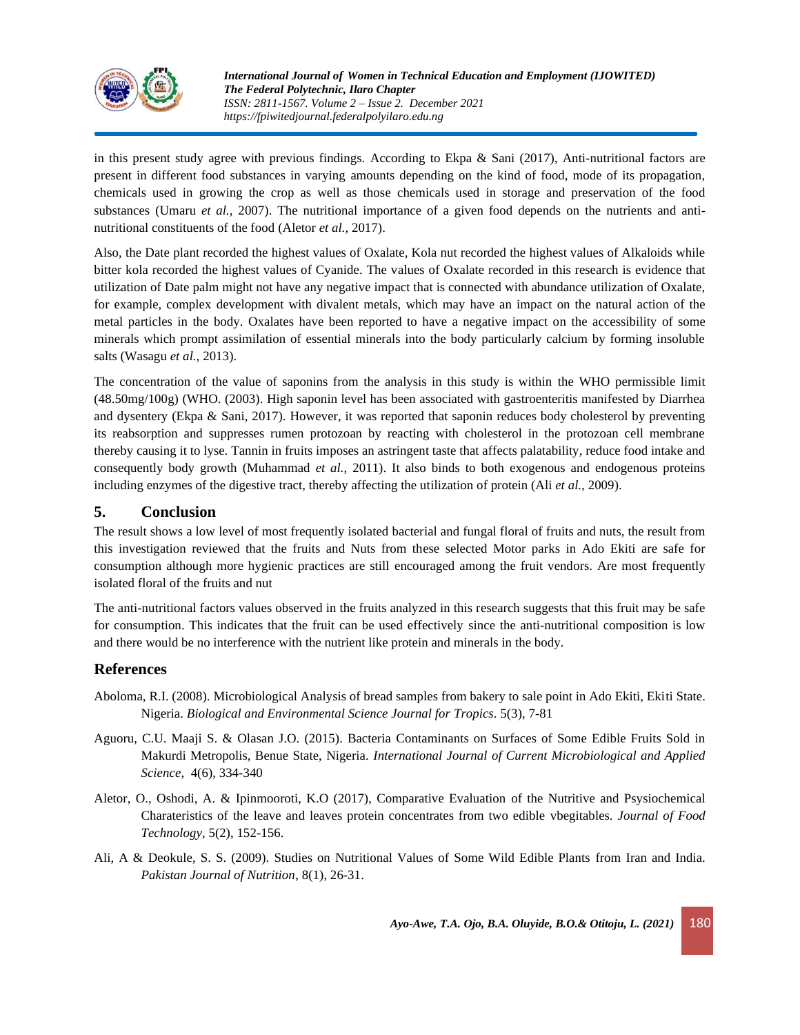in this present study agree with previous findings. According to Ekpa & Sani (2017), Anti-nutritional factors are present in different food substances in varying amounts depending on the kind of food, mode of its propagation, chemicals used in growing the crop as well as those chemicals used in storage and preservation of the food substances (Umaru *et al.,* 2007). The nutritional importance of a given food depends on the nutrients and anti-nutritional constituents of the food (Aletor *et al.,* 2017).

Also, the Date plant recorded the highest values of Oxalate, Kola nut recorded the highest values of Alkaloids while bitter kola recorded the highest values of Cyanide. The values of Oxalate recorded in this research is evidence that utilization of Date palm might not have any negative impact that is connected with abundance utilization of Oxalate, for example, complex development with divalent metals, which may have an impact on the natural action of the metal particles in the body. Oxalates have been reported to have a negative impact on the accessibility of some minerals which prompt assimilation of essential minerals into the body particularly calcium by forming insoluble salts (Wasagu *et al.,* 2013).

The concentration of the value of saponins from the analysis in this study is within the WHO permissible limit (48.50mg/100g) (WHO. (2003). High saponin level has been associated with gastroenteritis manifested by Diarrhea and dysentery (Ekpa & Sani, 2017). However, it was reported that saponin reduces body cholesterol by preventing its reabsorption and suppresses rumen protozoan by reacting with cholesterol in the protozoan cell membrane thereby causing it to lyse. Tannin in fruits imposes an astringent taste that affects palatability, reduce food intake and consequently body growth (Muhammad *et al.,* 2011). It also binds to both exogenous and endogenous proteins including enzymes of the digestive tract, thereby affecting the utilization of protein (Ali *et al.,* 2009).

## 5. Conclusion

The result shows a low level of most frequently isolated bacterial and fungal floral of fruits and nuts, the result from this investigation reviewed that the fruits and Nuts from these selected Motor parks in Ado Ekiti are safe for consumption although more hygienic practices are still encouraged among the fruit vendors. Are most frequently isolated floral of the fruits and nut

The anti-nutritional factors values observed in the fruits analyzed in this research suggests that this fruit may be safe for consumption. This indicates that the fruit can be used effectively since the anti-nutritional composition is low and there would be no interference with the nutrient like protein and minerals in the body.

## References

Aboloma, R.I. (2008). Microbiological Analysis of bread samples from bakery to sale point in Ado Ekiti, Ekiti State. Nigeria. *Biological and Environmental Science Journal for Tropics*. 5(3), 7-81

Aguoru, C.U. Maaji S. & Olasan J.O. (2015). Bacteria Contaminants on Surfaces of Some Edible Fruits Sold in Makurdi Metropolis, Benue State, Nigeria. *International Journal of Current Microbiological and Applied Science*, 4(6), 334-340

Aletor, O., Oshodi, A. & Ipinmooroti, K.O (2017), Comparative Evaluation of the Nutritive and Psysiochemical Charateristics of the leave and leaves protein concentrates from two edible vbegitables. *Journal of Food Technology*, 5(2), 152-156.

Ali, A & Deokule, S. S. (2009). Studies on Nutritional Values of Some Wild Edible Plants from Iran and India. *Pakistan Journal of Nutrition*, 8(1), 26-31.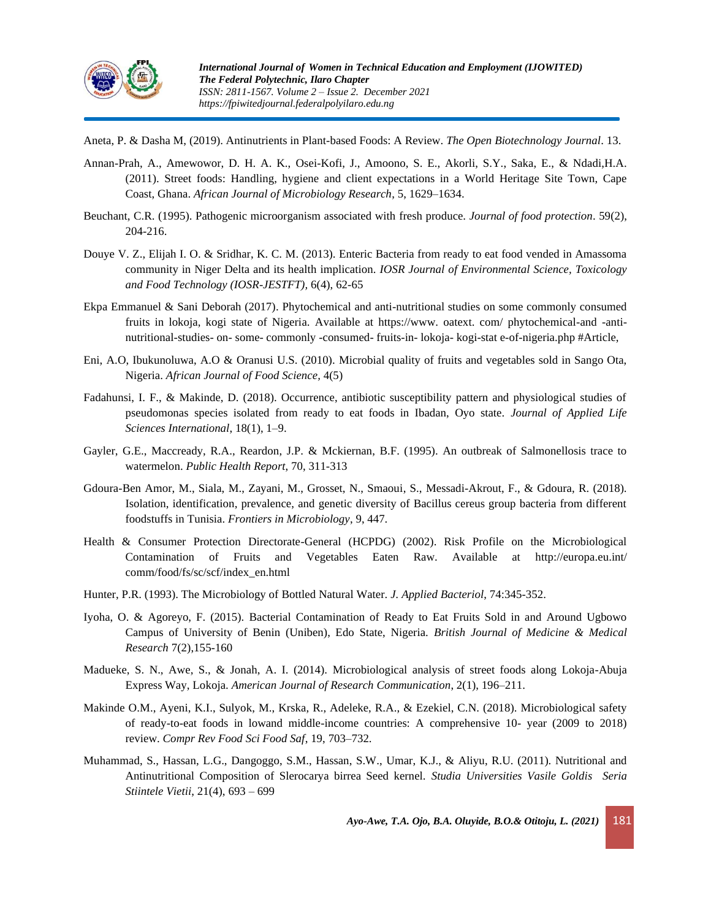Aneta, P. & Dasha M, (2019). Antinutrients in Plant-based Foods: A Review. *The Open Biotechnology Journal*. 13.

Annan-Prah, A., Amewowor, D. H. A. K., Osei-Kofi, J., Amoono, S. E., Akorli, S.Y., Saka, E., & Ndadi,H.A. (2011). Street foods: Handling, hygiene and client expectations in a World Heritage Site Town, Cape Coast, Ghana. *African Journal of Microbiology Research*, 5, 1629–1634.

Beuchant, C.R. (1995). Pathogenic microorganism associated with fresh produce. *Journal of food protection*. 59(2), 204-216.

Douye V. Z., Elijah I. O. & Sridhar, K. C. M. (2013). Enteric Bacteria from ready to eat food vended in Amassoma community in Niger Delta and its health implication. *IOSR Journal of Environmental Science, Toxicology and Food Technology (IOSR-JESTFT),* 6(4), 62-65

Ekpa Emmanuel & Sani Deborah (2017). Phytochemical and anti-nutritional studies on some commonly consumed fruits in lokoja, kogi state of Nigeria. Available at https://www. oatext. com/ phytochemical-and -anti-nutritional-studies- on- some- commonly -consumed- fruits-in- lokoja- kogi-stat e-of-nigeria.php #Article,

Eni, A.O, Ibukunoluwa, A.O & Oranusi U.S. (2010). Microbial quality of fruits and vegetables sold in Sango Ota, Nigeria. *African Journal of Food Science*, 4(5)

Fadahunsi, I. F., & Makinde, D. (2018). Occurrence, antibiotic susceptibility pattern and physiological studies of pseudomonas species isolated from ready to eat foods in Ibadan, Oyo state. *Journal of Applied Life Sciences International,* 18(1), 1–9.

Gayler, G.E., Maccready, R.A., Reardon, J.P. & Mckiernan, B.F. (1995). An outbreak of Salmonellosis trace to watermelon. *Public Health Report*, 70, 311-313

Gdoura-Ben Amor, M., Siala, M., Zayani, M., Grosset, N., Smaoui, S., Messadi-Akrout, F., & Gdoura, R. (2018). Isolation, identification, prevalence, and genetic diversity of Bacillus cereus group bacteria from different foodstuffs in Tunisia. *Frontiers in Microbiology*, 9, 447.

Health & Consumer Protection Directorate-General (HCPDG) (2002). Risk Profile on the Microbiological Contamination of Fruits and Vegetables Eaten Raw. Available at http://europa.eu.int/ comm/food/fs/sc/scf/index_en.html

Hunter, P.R. (1993). The Microbiology of Bottled Natural Water. *J. Applied Bacteriol*, 74:345-352.

Iyoha, O. & Agoreyo, F. (2015). Bacterial Contamination of Ready to Eat Fruits Sold in and Around Ugbowo Campus of University of Benin (Uniben), Edo State, Nigeria. *British Journal of Medicine & Medical Research* 7(2),155-160

Madueke, S. N., Awe, S., & Jonah, A. I. (2014). Microbiological analysis of street foods along Lokoja-Abuja Express Way, Lokoja. *American Journal of Research Communication*, 2(1), 196–211.

Makinde O.M., Ayeni, K.I., Sulyok, M., Krska, R., Adeleke, R.A., & Ezekiel, C.N. (2018). Microbiological safety of ready-to-eat foods in lowand middle-income countries: A comprehensive 10- year (2009 to 2018) review. *Compr Rev Food Sci Food Saf*, 19, 703–732.

Muhammad, S., Hassan, L.G., Dangoggo, S.M., Hassan, S.W., Umar, K.J., & Aliyu, R.U. (2011). Nutritional and Antinutritional Composition of Slerocarya birrea Seed kernel. *Studia Universities Vasile Goldis Seria Stiintele Vietii*, 21(4), 693 – 699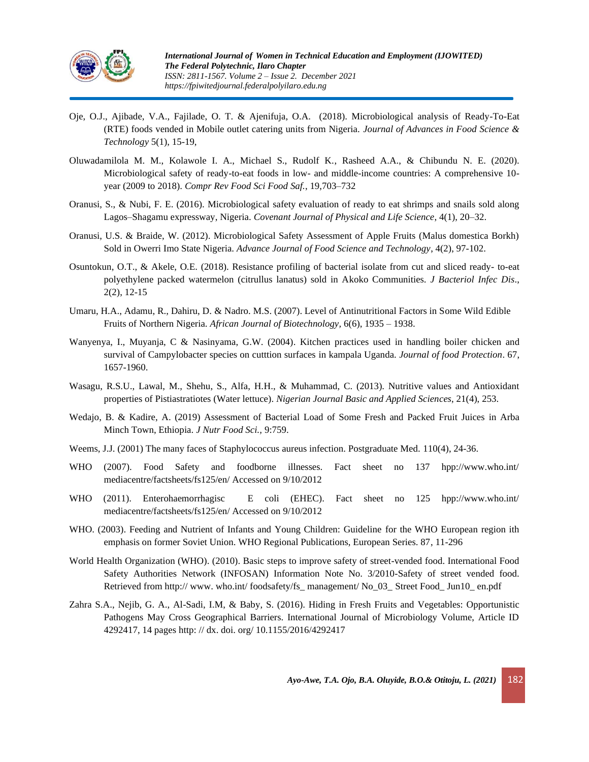Oje, O.J., Ajibade, V.A., Fajilade, O. T. & Ajenifuja, O.A. (2018). Microbiological analysis of Ready-To-Eat (RTE) foods vended in Mobile outlet catering units from Nigeria. *Journal of Advances in Food Science & Technology* 5(1), 15-19,

Oluwadamilola M. M., Kolawole I. A., Michael S., Rudolf K., Rasheed A.A., & Chibundu N. E. (2020). Microbiological safety of ready-to-eat foods in low- and middle-income countries: A comprehensive 10-year (2009 to 2018). *Compr Rev Food Sci Food Saf.*, 19,703–732

Oranusi, S., & Nubi, F. E. (2016). Microbiological safety evaluation of ready to eat shrimps and snails sold along Lagos–Shagamu expressway, Nigeria. *Covenant Journal of Physical and Life Science*, 4(1), 20–32.

Oranusi, U.S. & Braide, W. (2012). Microbiological Safety Assessment of Apple Fruits (Malus domestica Borkh) Sold in Owerri Imo State Nigeria. *Advance Journal of Food Science and Technology*, 4(2), 97-102.

Osuntokun, O.T., & Akele, O.E. (2018). Resistance profiling of bacterial isolate from cut and sliced ready- to-eat polyethylene packed watermelon (citrullus lanatus) sold in Akoko Communities. *J Bacteriol Infec Dis*., 2(2), 12-15

Umaru, H.A., Adamu, R., Dahiru, D. & Nadro. M.S. (2007). Level of Antinutritional Factors in Some Wild Edible Fruits of Northern Nigeria. *African Journal of Biotechnology*, 6(6), 1935 – 1938.

Wanyenya, I., Muyanja, C & Nasinyama, G.W. (2004). Kitchen practices used in handling boiler chicken and survival of Campylobacter species on cutttion surfaces in kampala Uganda. *Journal of food Protection*. 67, 1657-1960.

Wasagu, R.S.U., Lawal, M., Shehu, S., Alfa, H.H., & Muhammad, C. (2013). Nutritive values and Antioxidant properties of Pistiastratiotes (Water lettuce). *Nigerian Journal Basic and Applied Sciences*, 21(4), 253.

Wedajo, B. & Kadire, A. (2019) Assessment of Bacterial Load of Some Fresh and Packed Fruit Juices in Arba Minch Town, Ethiopia. *J Nutr Food Sci.*, 9:759.

Weems, J.J. (2001) The many faces of Staphylococcus aureus infection. Postgraduate Med. 110(4), 24-36.

WHO (2007). Food Safety and foodborne illnesses. Fact sheet no 137 hpp://www.who.int/ mediacentre/factsheets/fs125/en/ Accessed on 9/10/2012

WHO (2011). Enterohaemorrhagisc E coli (EHEC). Fact sheet no 125 hpp://www.who.int/ mediacentre/factsheets/fs125/en/ Accessed on 9/10/2012

WHO. (2003). Feeding and Nutrient of Infants and Young Children: Guideline for the WHO European region ith emphasis on former Soviet Union. WHO Regional Publications, European Series. 87, 11-296

World Health Organization (WHO). (2010). Basic steps to improve safety of street-vended food. International Food Safety Authorities Network (INFOSAN) Information Note No. 3/2010-Safety of street vended food. Retrieved from http:// www. who.int/ foodsafety/fs_ management/ No_03_ Street Food_ Jun10_ en.pdf

Zahra S.A., Nejib, G. A., Al-Sadi, I.M, & Baby, S. (2016). Hiding in Fresh Fruits and Vegetables: Opportunistic Pathogens May Cross Geographical Barriers. International Journal of Microbiology Volume, Article ID 4292417, 14 pages http: // dx. doi. org/ 10.1155/2016/4292417